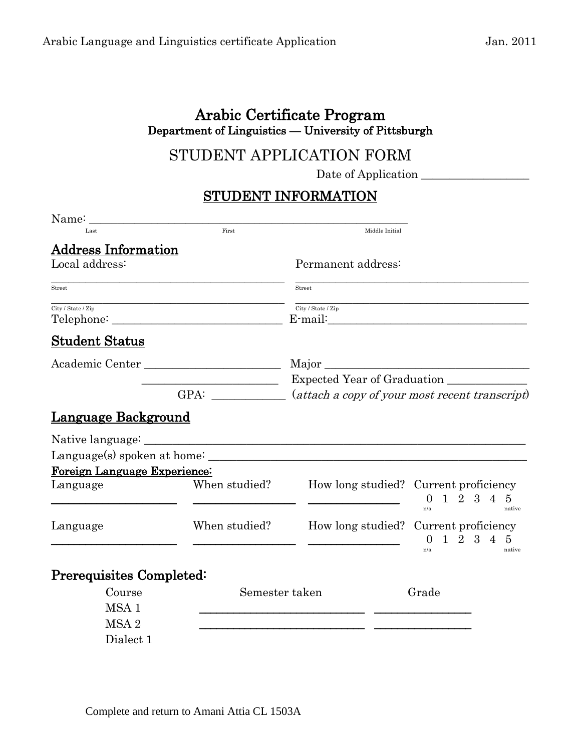# Arabic Certificate Program

**Department of Linguistics — University of Pittsburgh**

## STUDENT APPLICATION FORM

Date of Application ___________________

## STUDENT INFORMATION

Name: ________________________________________________________

Last First Middle Initial

### Address Information

Local address:

_________________________________________

Street

_________________________________________

City / State / Zip

Permanent address:

_________________________________________

Street

_________________________________________

City / State / Zip

Telephone: ______________________________

E-mail: ___________________________________

### Student Status

Academic Center _______________________

_______________________

GPA: ___________

Major ___________________________________

Expected Year of Graduation _____________

(*attach a copy of your most recent transcript*)

### Language Background

Native language: _________________________________________________________________

Language(s) spoken at home: ______________________________________________________

**Foreign Language Experience:**

| Language | When studied? | How long studied? | Current proficiency |
|---|---|---|---|
| ____________________ | _________________ | ______________ | 0 (n/a) 1 2 3 4 5 (native) |
| ____________________ | _________________ | ______________ | 0 (n/a) 1 2 3 4 5 (native) |

### Prerequisites Completed:

| Course | Semester taken | Grade |
|---|---|---|
| MSA 1 | ___________________________ | _______________ |
| MSA 2 | ___________________________ | _______________ |
| Dialect 1 | | |

Complete and return to Amani Attia CL 1503A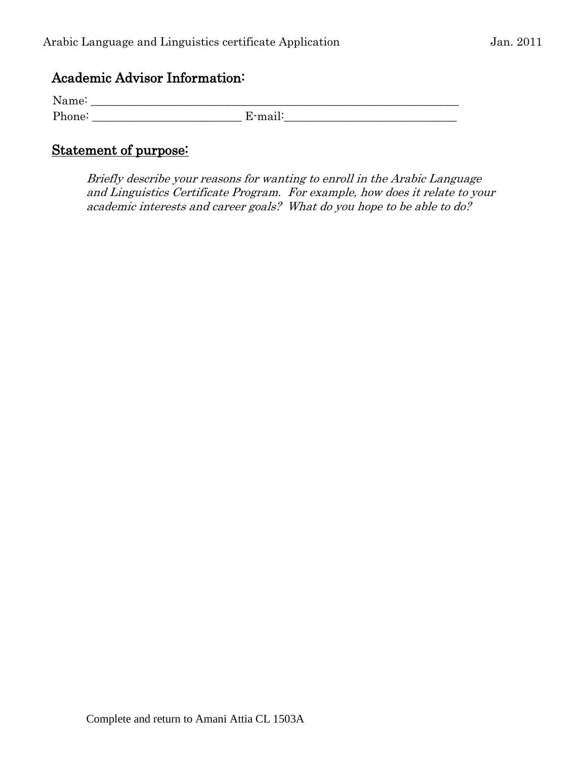## Academic Advisor Information:

Name: ________________________________________________________________

Phone: __________________________ E-mail:______________________________

## Statement of purpose:

*Briefly describe your reasons for wanting to enroll in the Arabic Language and Linguistics Certificate Program. For example, how does it relate to your academic interests and career goals? What do you hope to be able to do?*

Complete and return to Amani Attia CL 1503A